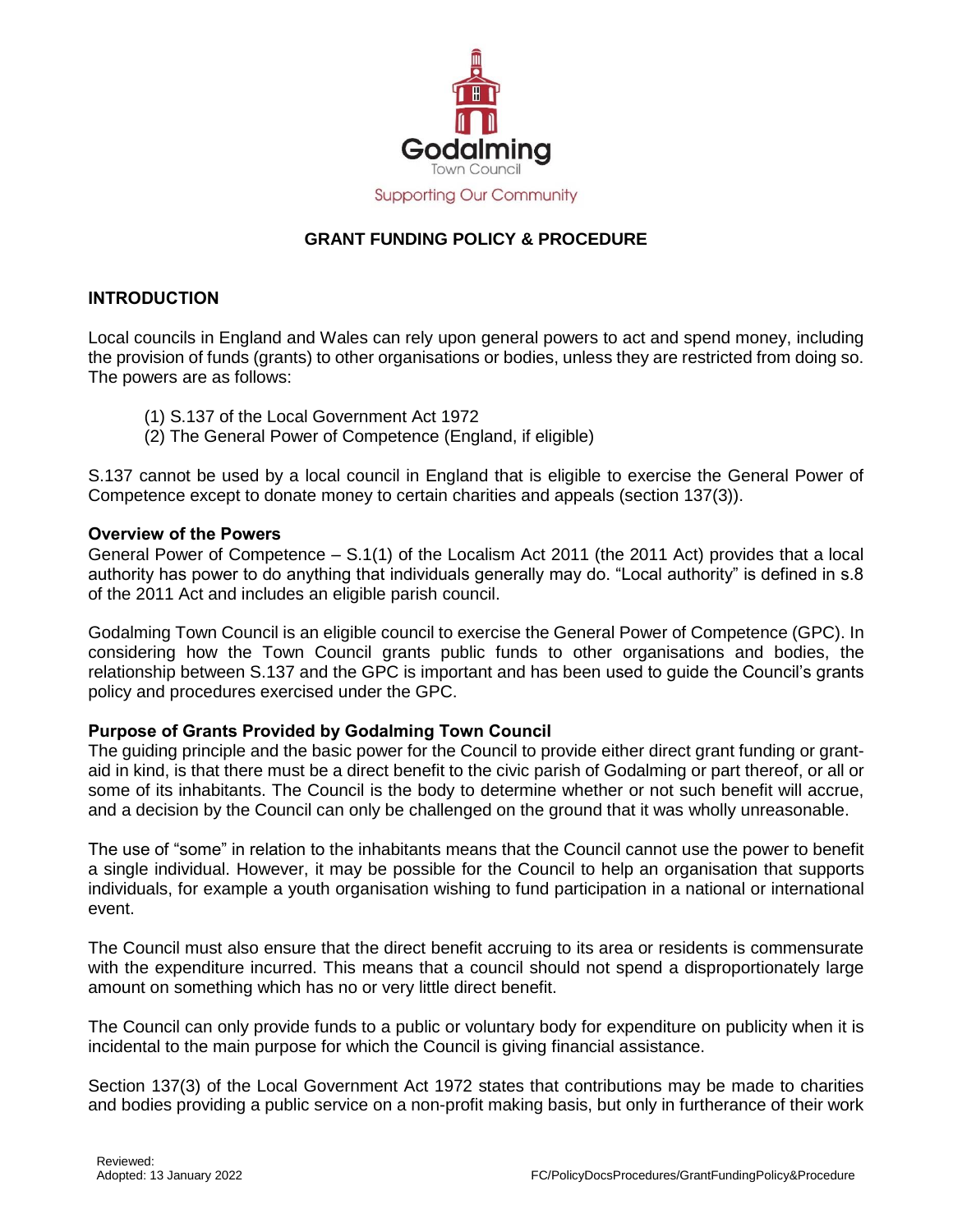Godalming

Town Council

Supporting Our Community

# GRANT FUNDING POLICY & PROCEDURE

## INTRODUCTION

Local councils in England and Wales can rely upon general powers to act and spend money, including the provision of funds (grants) to other organisations or bodies, unless they are restricted from doing so. The powers are as follows:

(1) S.137 of the Local Government Act 1972
(2) The General Power of Competence (England, if eligible)

S.137 cannot be used by a local council in England that is eligible to exercise the General Power of Competence except to donate money to certain charities and appeals (section 137(3)).

### Overview of the Powers

General Power of Competence – S.1(1) of the Localism Act 2011 (the 2011 Act) provides that a local authority has power to do anything that individuals generally may do. "Local authority" is defined in s.8 of the 2011 Act and includes an eligible parish council.

Godalming Town Council is an eligible council to exercise the General Power of Competence (GPC). In considering how the Town Council grants public funds to other organisations and bodies, the relationship between S.137 and the GPC is important and has been used to guide the Council's grants policy and procedures exercised under the GPC.

### Purpose of Grants Provided by Godalming Town Council

The guiding principle and the basic power for the Council to provide either direct grant funding or grant-aid in kind, is that there must be a direct benefit to the civic parish of Godalming or part thereof, or all or some of its inhabitants. The Council is the body to determine whether or not such benefit will accrue, and a decision by the Council can only be challenged on the ground that it was wholly unreasonable.

The use of "some" in relation to the inhabitants means that the Council cannot use the power to benefit a single individual. However, it may be possible for the Council to help an organisation that supports individuals, for example a youth organisation wishing to fund participation in a national or international event.

The Council must also ensure that the direct benefit accruing to its area or residents is commensurate with the expenditure incurred. This means that a council should not spend a disproportionately large amount on something which has no or very little direct benefit.

The Council can only provide funds to a public or voluntary body for expenditure on publicity when it is incidental to the main purpose for which the Council is giving financial assistance.

Section 137(3) of the Local Government Act 1972 states that contributions may be made to charities and bodies providing a public service on a non-profit making basis, but only in furtherance of their work

Reviewed:
Adopted: 13 January 2022

FC/PolicyDocsProcedures/GrantFundingPolicy&Procedure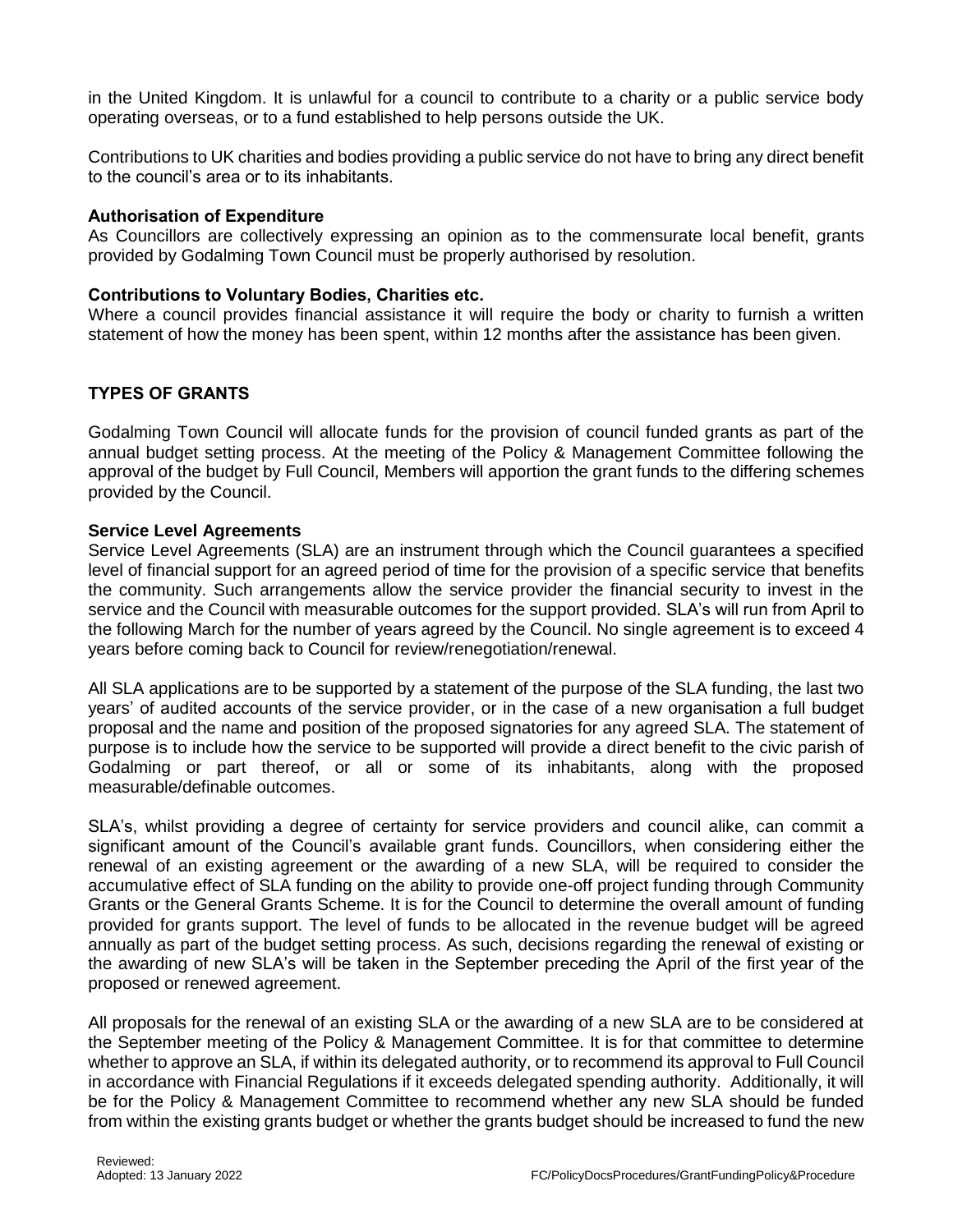in the United Kingdom. It is unlawful for a council to contribute to a charity or a public service body operating overseas, or to a fund established to help persons outside the UK.

Contributions to UK charities and bodies providing a public service do not have to bring any direct benefit to the council's area or to its inhabitants.

**Authorisation of Expenditure**

As Councillors are collectively expressing an opinion as to the commensurate local benefit, grants provided by Godalming Town Council must be properly authorised by resolution.

**Contributions to Voluntary Bodies, Charities etc.**

Where a council provides financial assistance it will require the body or charity to furnish a written statement of how the money has been spent, within 12 months after the assistance has been given.

## TYPES OF GRANTS

Godalming Town Council will allocate funds for the provision of council funded grants as part of the annual budget setting process. At the meeting of the Policy & Management Committee following the approval of the budget by Full Council, Members will apportion the grant funds to the differing schemes provided by the Council.

**Service Level Agreements**

Service Level Agreements (SLA) are an instrument through which the Council guarantees a specified level of financial support for an agreed period of time for the provision of a specific service that benefits the community. Such arrangements allow the service provider the financial security to invest in the service and the Council with measurable outcomes for the support provided. SLA's will run from April to the following March for the number of years agreed by the Council. No single agreement is to exceed 4 years before coming back to Council for review/renegotiation/renewal.

All SLA applications are to be supported by a statement of the purpose of the SLA funding, the last two years' of audited accounts of the service provider, or in the case of a new organisation a full budget proposal and the name and position of the proposed signatories for any agreed SLA. The statement of purpose is to include how the service to be supported will provide a direct benefit to the civic parish of Godalming or part thereof, or all or some of its inhabitants, along with the proposed measurable/definable outcomes.

SLA's, whilst providing a degree of certainty for service providers and council alike, can commit a significant amount of the Council's available grant funds. Councillors, when considering either the renewal of an existing agreement or the awarding of a new SLA, will be required to consider the accumulative effect of SLA funding on the ability to provide one-off project funding through Community Grants or the General Grants Scheme. It is for the Council to determine the overall amount of funding provided for grants support. The level of funds to be allocated in the revenue budget will be agreed annually as part of the budget setting process. As such, decisions regarding the renewal of existing or the awarding of new SLA's will be taken in the September preceding the April of the first year of the proposed or renewed agreement.

All proposals for the renewal of an existing SLA or the awarding of a new SLA are to be considered at the September meeting of the Policy & Management Committee. It is for that committee to determine whether to approve an SLA, if within its delegated authority, or to recommend its approval to Full Council in accordance with Financial Regulations if it exceeds delegated spending authority. Additionally, it will be for the Policy & Management Committee to recommend whether any new SLA should be funded from within the existing grants budget or whether the grants budget should be increased to fund the new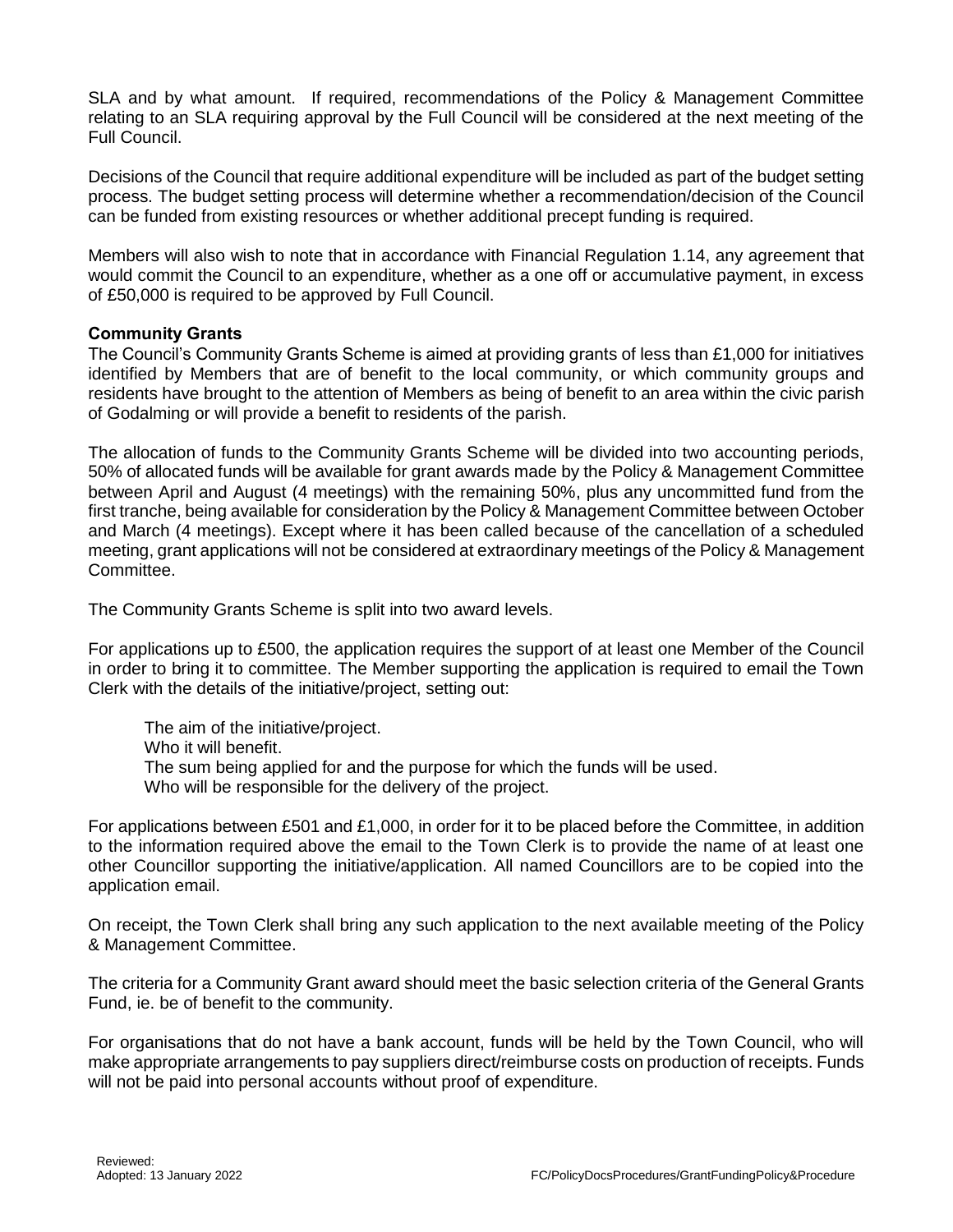SLA and by what amount. If required, recommendations of the Policy & Management Committee relating to an SLA requiring approval by the Full Council will be considered at the next meeting of the Full Council.

Decisions of the Council that require additional expenditure will be included as part of the budget setting process. The budget setting process will determine whether a recommendation/decision of the Council can be funded from existing resources or whether additional precept funding is required.

Members will also wish to note that in accordance with Financial Regulation 1.14, any agreement that would commit the Council to an expenditure, whether as a one off or accumulative payment, in excess of £50,000 is required to be approved by Full Council.

**Community Grants**

The Council's Community Grants Scheme is aimed at providing grants of less than £1,000 for initiatives identified by Members that are of benefit to the local community, or which community groups and residents have brought to the attention of Members as being of benefit to an area within the civic parish of Godalming or will provide a benefit to residents of the parish.

The allocation of funds to the Community Grants Scheme will be divided into two accounting periods, 50% of allocated funds will be available for grant awards made by the Policy & Management Committee between April and August (4 meetings) with the remaining 50%, plus any uncommitted fund from the first tranche, being available for consideration by the Policy & Management Committee between October and March (4 meetings). Except where it has been called because of the cancellation of a scheduled meeting, grant applications will not be considered at extraordinary meetings of the Policy & Management Committee.

The Community Grants Scheme is split into two award levels.

For applications up to £500, the application requires the support of at least one Member of the Council in order to bring it to committee. The Member supporting the application is required to email the Town Clerk with the details of the initiative/project, setting out:

The aim of the initiative/project.
Who it will benefit.
The sum being applied for and the purpose for which the funds will be used.
Who will be responsible for the delivery of the project.

For applications between £501 and £1,000, in order for it to be placed before the Committee, in addition to the information required above the email to the Town Clerk is to provide the name of at least one other Councillor supporting the initiative/application. All named Councillors are to be copied into the application email.

On receipt, the Town Clerk shall bring any such application to the next available meeting of the Policy & Management Committee.

The criteria for a Community Grant award should meet the basic selection criteria of the General Grants Fund, ie. be of benefit to the community.

For organisations that do not have a bank account, funds will be held by the Town Council, who will make appropriate arrangements to pay suppliers direct/reimburse costs on production of receipts. Funds will not be paid into personal accounts without proof of expenditure.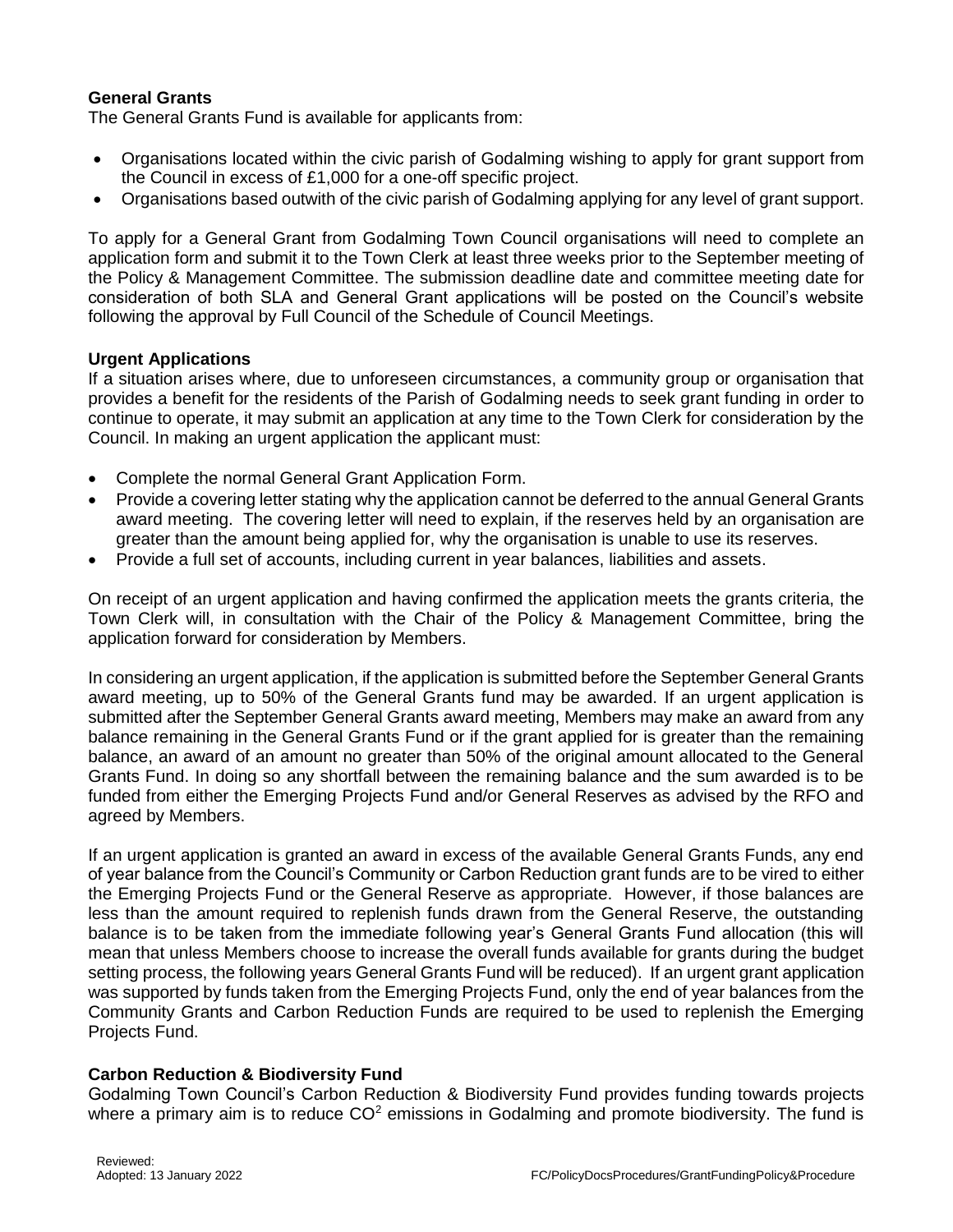**General Grants**

The General Grants Fund is available for applicants from:

- Organisations located within the civic parish of Godalming wishing to apply for grant support from the Council in excess of £1,000 for a one-off specific project.
- Organisations based outwith of the civic parish of Godalming applying for any level of grant support.

To apply for a General Grant from Godalming Town Council organisations will need to complete an application form and submit it to the Town Clerk at least three weeks prior to the September meeting of the Policy & Management Committee. The submission deadline date and committee meeting date for consideration of both SLA and General Grant applications will be posted on the Council's website following the approval by Full Council of the Schedule of Council Meetings.

**Urgent Applications**

If a situation arises where, due to unforeseen circumstances, a community group or organisation that provides a benefit for the residents of the Parish of Godalming needs to seek grant funding in order to continue to operate, it may submit an application at any time to the Town Clerk for consideration by the Council. In making an urgent application the applicant must:

- Complete the normal General Grant Application Form.
- Provide a covering letter stating why the application cannot be deferred to the annual General Grants award meeting. The covering letter will need to explain, if the reserves held by an organisation are greater than the amount being applied for, why the organisation is unable to use its reserves.
- Provide a full set of accounts, including current in year balances, liabilities and assets.

On receipt of an urgent application and having confirmed the application meets the grants criteria, the Town Clerk will, in consultation with the Chair of the Policy & Management Committee, bring the application forward for consideration by Members.

In considering an urgent application, if the application is submitted before the September General Grants award meeting, up to 50% of the General Grants fund may be awarded. If an urgent application is submitted after the September General Grants award meeting, Members may make an award from any balance remaining in the General Grants Fund or if the grant applied for is greater than the remaining balance, an award of an amount no greater than 50% of the original amount allocated to the General Grants Fund. In doing so any shortfall between the remaining balance and the sum awarded is to be funded from either the Emerging Projects Fund and/or General Reserves as advised by the RFO and agreed by Members.

If an urgent application is granted an award in excess of the available General Grants Funds, any end of year balance from the Council's Community or Carbon Reduction grant funds are to be vired to either the Emerging Projects Fund or the General Reserve as appropriate. However, if those balances are less than the amount required to replenish funds drawn from the General Reserve, the outstanding balance is to be taken from the immediate following year's General Grants Fund allocation (this will mean that unless Members choose to increase the overall funds available for grants during the budget setting process, the following years General Grants Fund will be reduced). If an urgent grant application was supported by funds taken from the Emerging Projects Fund, only the end of year balances from the Community Grants and Carbon Reduction Funds are required to be used to replenish the Emerging Projects Fund.

**Carbon Reduction & Biodiversity Fund**

Godalming Town Council's Carbon Reduction & Biodiversity Fund provides funding towards projects where a primary aim is to reduce $CO^2$ emissions in Godalming and promote biodiversity. The fund is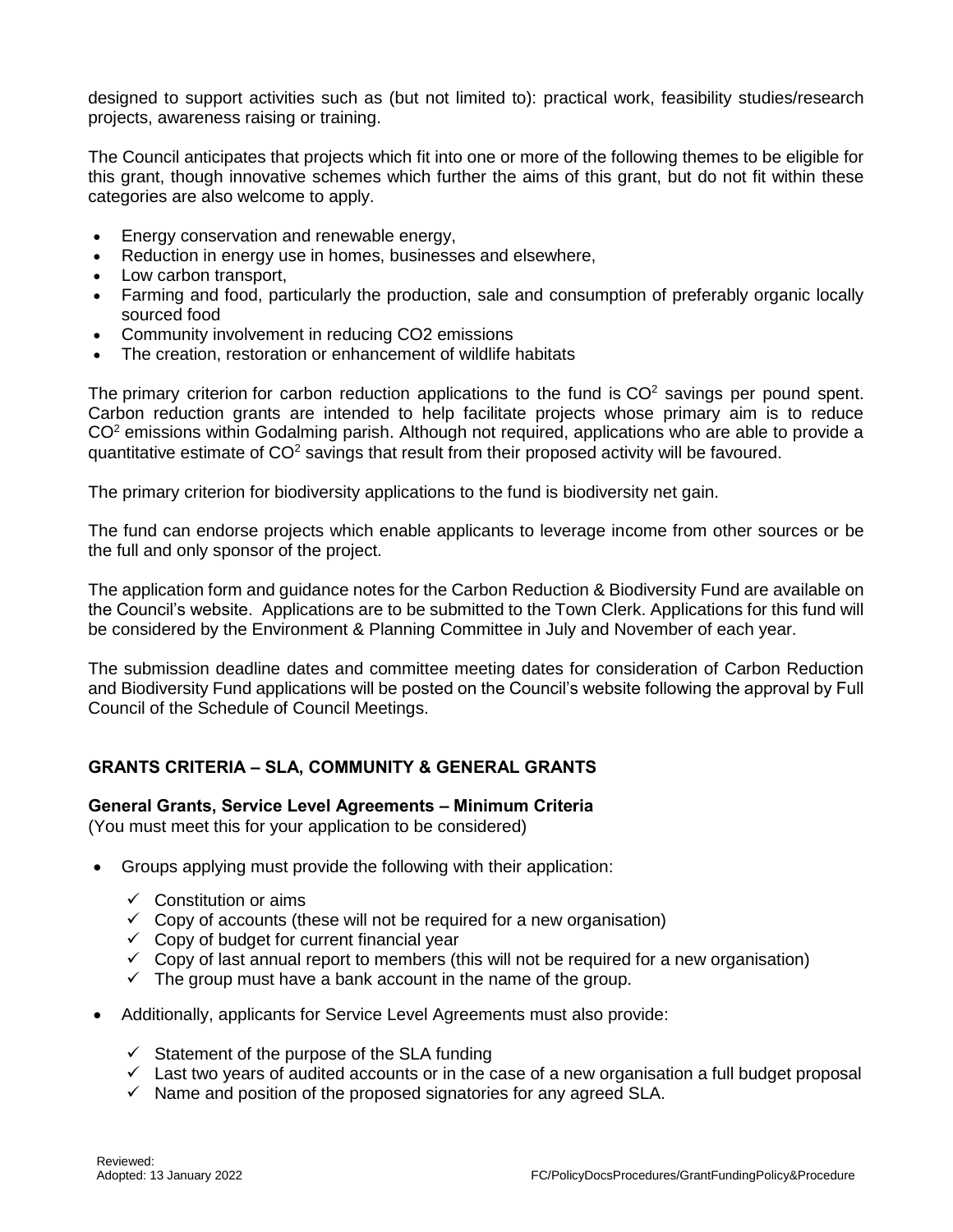designed to support activities such as (but not limited to): practical work, feasibility studies/research projects, awareness raising or training.

The Council anticipates that projects which fit into one or more of the following themes to be eligible for this grant, though innovative schemes which further the aims of this grant, but do not fit within these categories are also welcome to apply.

- Energy conservation and renewable energy,
- Reduction in energy use in homes, businesses and elsewhere,
- Low carbon transport,
- Farming and food, particularly the production, sale and consumption of preferably organic locally sourced food
- Community involvement in reducing CO2 emissions
- The creation, restoration or enhancement of wildlife habitats

The primary criterion for carbon reduction applications to the fund is $CO^2$ savings per pound spent. Carbon reduction grants are intended to help facilitate projects whose primary aim is to reduce $CO^2$ emissions within Godalming parish. Although not required, applications who are able to provide a quantitative estimate of $CO^2$ savings that result from their proposed activity will be favoured.

The primary criterion for biodiversity applications to the fund is biodiversity net gain.

The fund can endorse projects which enable applicants to leverage income from other sources or be the full and only sponsor of the project.

The application form and guidance notes for the Carbon Reduction & Biodiversity Fund are available on the Council's website. Applications are to be submitted to the Town Clerk. Applications for this fund will be considered by the Environment & Planning Committee in July and November of each year.

The submission deadline dates and committee meeting dates for consideration of Carbon Reduction and Biodiversity Fund applications will be posted on the Council's website following the approval by Full Council of the Schedule of Council Meetings.

## GRANTS CRITERIA – SLA, COMMUNITY & GENERAL GRANTS

### General Grants, Service Level Agreements – Minimum Criteria

(You must meet this for your application to be considered)

- Groups applying must provide the following with their application:
  - ✓ Constitution or aims
  - ✓ Copy of accounts (these will not be required for a new organisation)
  - ✓ Copy of budget for current financial year
  - ✓ Copy of last annual report to members (this will not be required for a new organisation)
  - ✓ The group must have a bank account in the name of the group.
- Additionally, applicants for Service Level Agreements must also provide:
  - ✓ Statement of the purpose of the SLA funding
  - ✓ Last two years of audited accounts or in the case of a new organisation a full budget proposal
  - ✓ Name and position of the proposed signatories for any agreed SLA.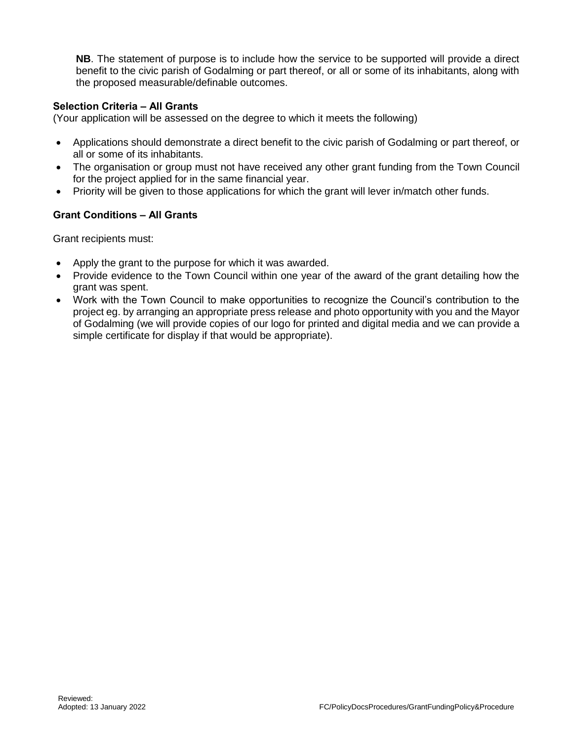**NB**. The statement of purpose is to include how the service to be supported will provide a direct benefit to the civic parish of Godalming or part thereof, or all or some of its inhabitants, along with the proposed measurable/definable outcomes.

**Selection Criteria – All Grants**

(Your application will be assessed on the degree to which it meets the following)

- Applications should demonstrate a direct benefit to the civic parish of Godalming or part thereof, or all or some of its inhabitants.
- The organisation or group must not have received any other grant funding from the Town Council for the project applied for in the same financial year.
- Priority will be given to those applications for which the grant will lever in/match other funds.

**Grant Conditions – All Grants**

Grant recipients must:

- Apply the grant to the purpose for which it was awarded.
- Provide evidence to the Town Council within one year of the award of the grant detailing how the grant was spent.
- Work with the Town Council to make opportunities to recognize the Council's contribution to the project eg. by arranging an appropriate press release and photo opportunity with you and the Mayor of Godalming (we will provide copies of our logo for printed and digital media and we can provide a simple certificate for display if that would be appropriate).